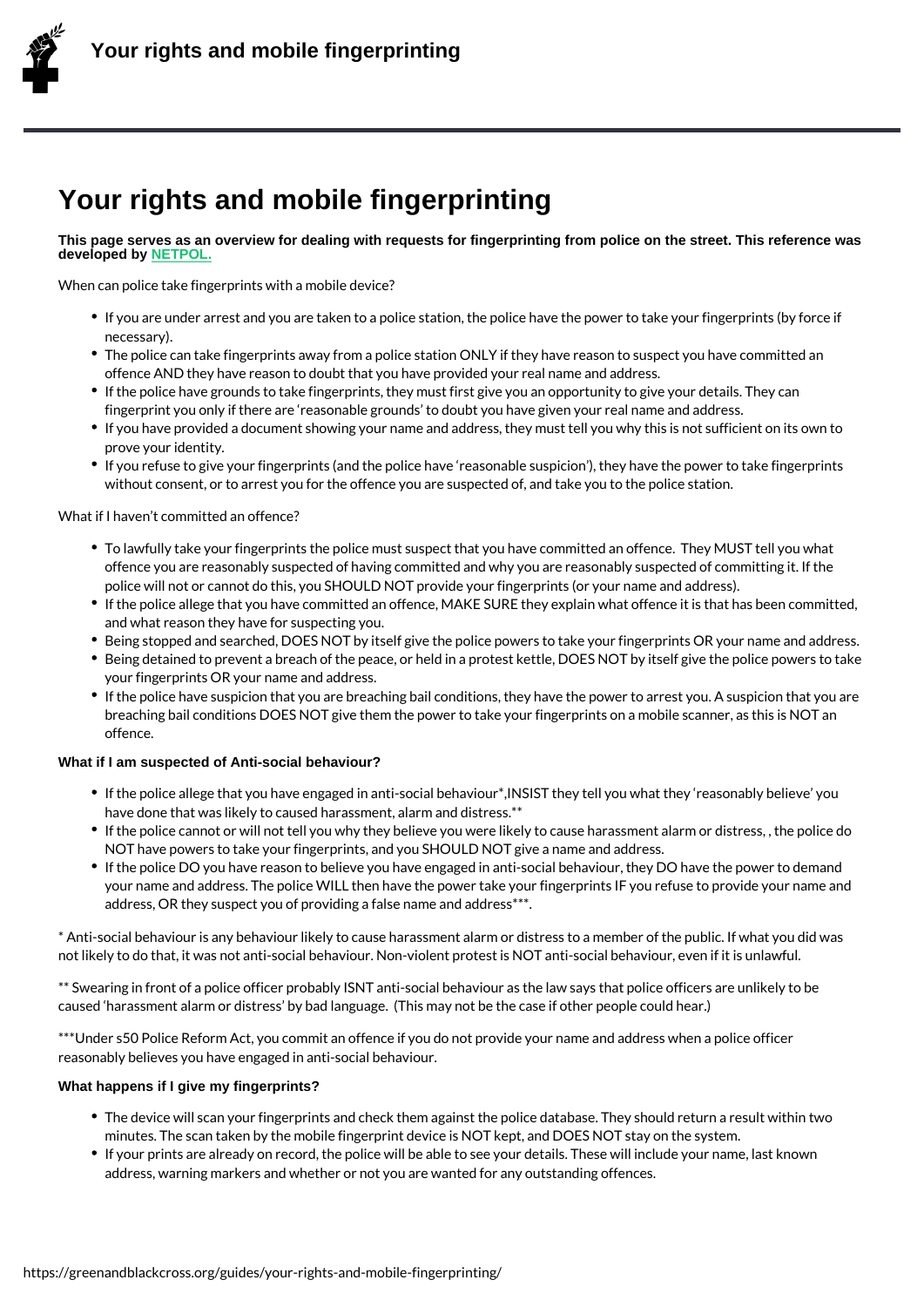# Your rights and mobile fingerprinting

**This page serves as an overview for dealing with requests for fingerprinting from police on the street. This reference was developed by NETPOL.**

When can police take fingerprints with a mobile device?

- If you are under arrest and you are taken to a police station, the police have the power to take your fingerprints (by force if necessary).
- The police can take fingerprints away from a police station ONLY if they have reason to suspect you have committed an offence AND they have reason to doubt that you have provided your real name and address.
- If the police have grounds to take fingerprints, they must first give you an opportunity to give your details. They can fingerprint you only if there are 'reasonable grounds' to doubt you have given your real name and address.
- If you have provided a document showing your name and address, they must tell you why this is not sufficient on its own to prove your identity.
- If you refuse to give your fingerprints (and the police have 'reasonable suspicion'), they have the power to take fingerprints without consent, or to arrest you for the offence you are suspected of, and take you to the police station.

What if I haven't committed an offence?

- To lawfully take your fingerprints the police must suspect that you have committed an offence. They MUST tell you what offence you are reasonably suspected of having committed and why you are reasonably suspected of committing it. If the police will not or cannot do this, you SHOULD NOT provide your fingerprints (or your name and address).
- If the police allege that you have committed an offence, MAKE SURE they explain what offence it is that has been committed, and what reason they have for suspecting you.
- Being stopped and searched, DOES NOT by itself give the police powers to take your fingerprints OR your name and address.
- Being detained to prevent a breach of the peace, or held in a protest kettle, DOES NOT by itself give the police powers to take your fingerprints OR your name and address.
- If the police have suspicion that you are breaching bail conditions, they have the power to arrest you. A suspicion that you are breaching bail conditions DOES NOT give them the power to take your fingerprints on a mobile scanner, as this is NOT an offence.

**What if I am suspected of Anti-social behaviour?**

- If the police allege that you have engaged in anti-social behaviour*,INSIST they tell you what they 'reasonably believe' you have done that was likely to caused harassment, alarm and distress.**
- If the police cannot or will not tell you why they believe you were likely to cause harassment alarm or distress, , the police do NOT have powers to take your fingerprints, and you SHOULD NOT give a name and address.
- If the police DO you have reason to believe you have engaged in anti-social behaviour, they DO have the power to demand your name and address. The police WILL then have the power take your fingerprints IF you refuse to provide your name and address, OR they suspect you of providing a false name and address***.

* Anti-social behaviour is any behaviour likely to cause harassment alarm or distress to a member of the public. If what you did was not likely to do that, it was not anti-social behaviour. Non-violent protest is NOT anti-social behaviour, even if it is unlawful.

** Swearing in front of a police officer probably ISNT anti-social behaviour as the law says that police officers are unlikely to be caused 'harassment alarm or distress' by bad language. (This may not be the case if other people could hear.)

***Under s50 Police Reform Act, you commit an offence if you do not provide your name and address when a police officer reasonably believes you have engaged in anti-social behaviour.

**What happens if I give my fingerprints?**

- The device will scan your fingerprints and check them against the police database. They should return a result within two minutes. The scan taken by the mobile fingerprint device is NOT kept, and DOES NOT stay on the system.
- If your prints are already on record, the police will be able to see your details. These will include your name, last known address, warning markers and whether or not you are wanted for any outstanding offences.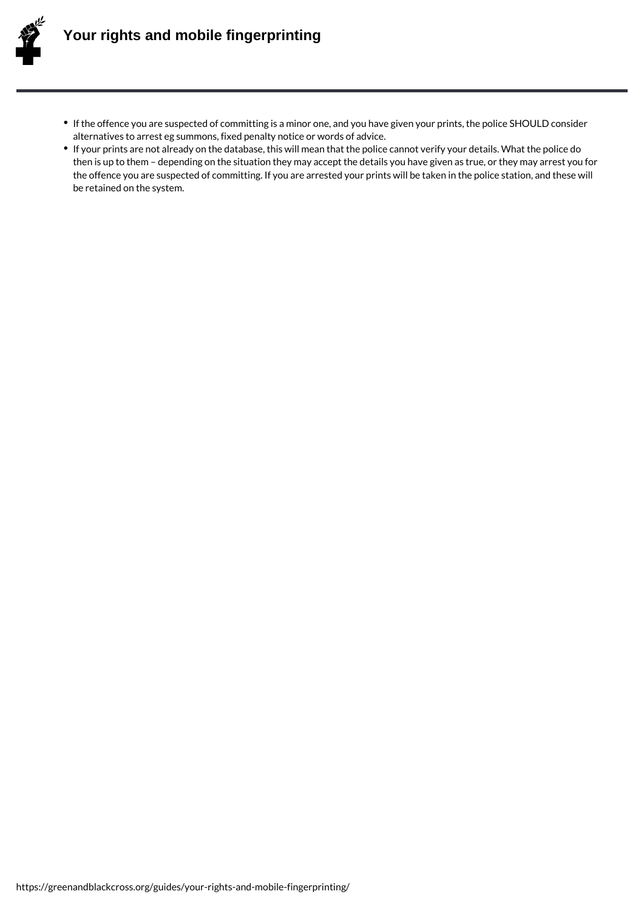- If the offence you are suspected of committing is a minor one, and you have given your prints, the police SHOULD consider alternatives to arrest eg summons, fixed penalty notice or words of advice.
- If your prints are not already on the database, this will mean that the police cannot verify your details. What the police do then is up to them – depending on the situation they may accept the details you have given as true, or they may arrest you for the offence you are suspected of committing. If you are arrested your prints will be taken in the police station, and these will be retained on the system.